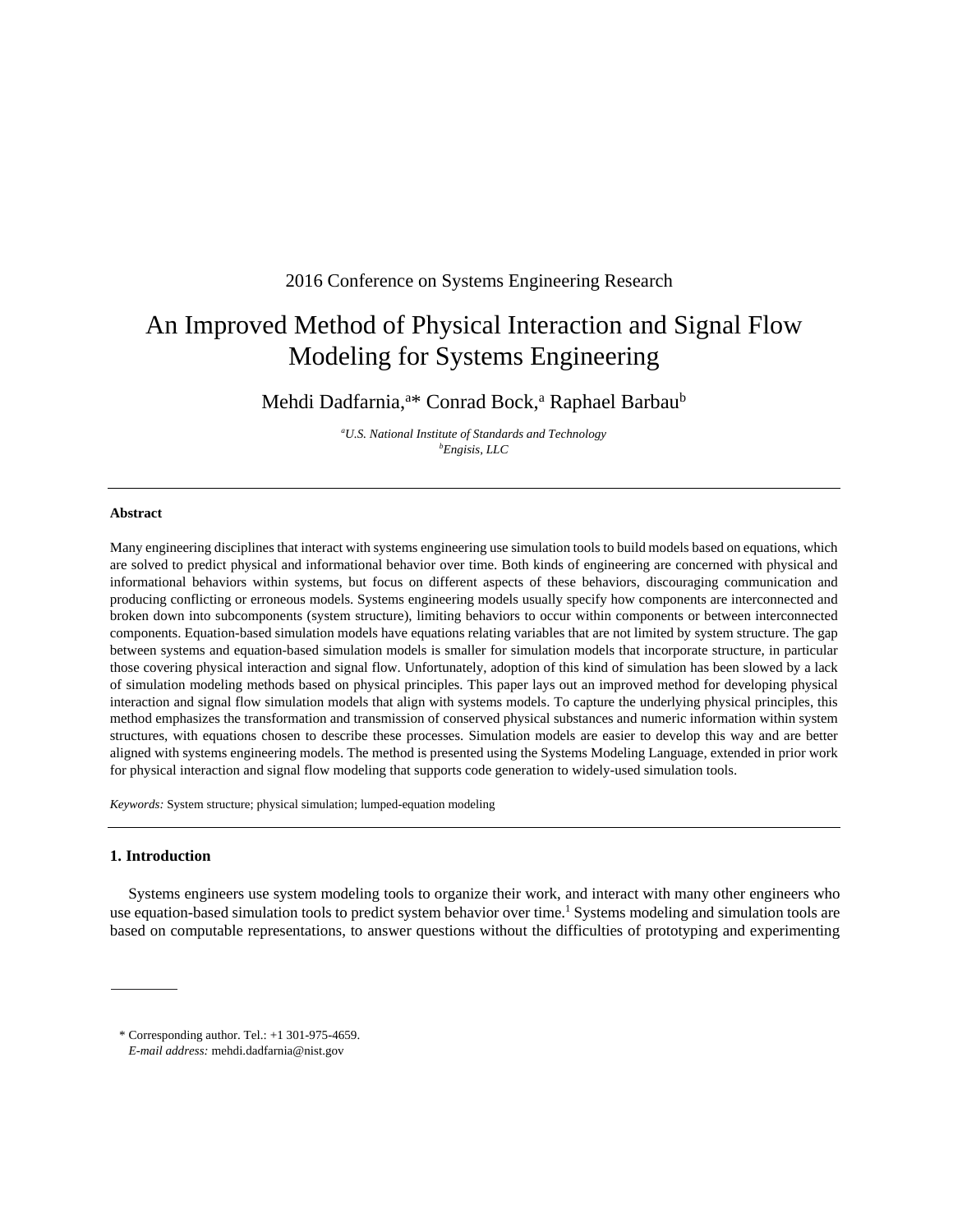2016 Conference on Systems Engineering Research

# An Improved Method of Physical Interaction and Signal Flow Modeling for Systems Engineering

Mehdi Dadfarnia,[a]* Conrad Bock,[a] Raphael Barbau[b]

[a] *U.S. National Institute of Standards and Technology*
[b] *Engisis, LLC*

---

**Abstract**

Many engineering disciplines that interact with systems engineering use simulation tools to build models based on equations, which are solved to predict physical and informational behavior over time. Both kinds of engineering are concerned with physical and informational behaviors within systems, but focus on different aspects of these behaviors, discouraging communication and producing conflicting or erroneous models. Systems engineering models usually specify how components are interconnected and broken down into subcomponents (system structure), limiting behaviors to occur within components or between interconnected components. Equation-based simulation models have equations relating variables that are not limited by system structure. The gap between systems and equation-based simulation models is smaller for simulation models that incorporate structure, in particular those covering physical interaction and signal flow. Unfortunately, adoption of this kind of simulation has been slowed by a lack of simulation modeling methods based on physical principles. This paper lays out an improved method for developing physical interaction and signal flow simulation models that align with systems models. To capture the underlying physical principles, this method emphasizes the transformation and transmission of conserved physical substances and numeric information within system structures, with equations chosen to describe these processes. Simulation models are easier to develop this way and are better aligned with systems engineering models. The method is presented using the Systems Modeling Language, extended in prior work for physical interaction and signal flow modeling that supports code generation to widely-used simulation tools.

*Keywords:* System structure; physical simulation; lumped-equation modeling

---

## 1. Introduction

Systems engineers use system modeling tools to organize their work, and interact with many other engineers who use equation-based simulation tools to predict system behavior over time.[1] Systems modeling and simulation tools are based on computable representations, to answer questions without the difficulties of prototyping and experimenting

---

\* Corresponding author. Tel.: +1 301-975-4659.
*E-mail address:* mehdi.dadfarnia@nist.gov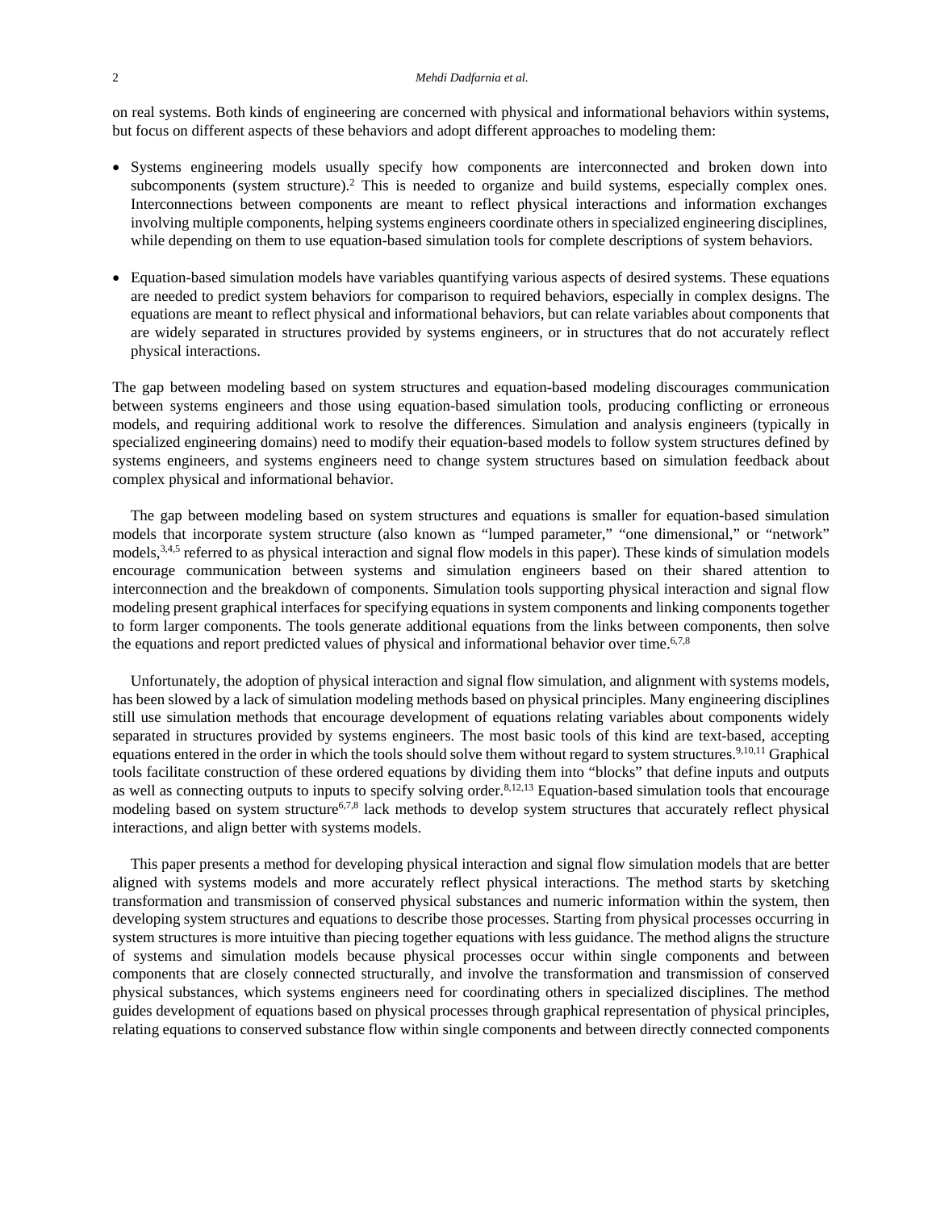on real systems. Both kinds of engineering are concerned with physical and informational behaviors within systems, but focus on different aspects of these behaviors and adopt different approaches to modeling them:

- Systems engineering models usually specify how components are interconnected and broken down into subcomponents (system structure).[2] This is needed to organize and build systems, especially complex ones. Interconnections between components are meant to reflect physical interactions and information exchanges involving multiple components, helping systems engineers coordinate others in specialized engineering disciplines, while depending on them to use equation-based simulation tools for complete descriptions of system behaviors.

- Equation-based simulation models have variables quantifying various aspects of desired systems. These equations are needed to predict system behaviors for comparison to required behaviors, especially in complex designs. The equations are meant to reflect physical and informational behaviors, but can relate variables about components that are widely separated in structures provided by systems engineers, or in structures that do not accurately reflect physical interactions.

The gap between modeling based on system structures and equation-based modeling discourages communication between systems engineers and those using equation-based simulation tools, producing conflicting or erroneous models, and requiring additional work to resolve the differences. Simulation and analysis engineers (typically in specialized engineering domains) need to modify their equation-based models to follow system structures defined by systems engineers, and systems engineers need to change system structures based on simulation feedback about complex physical and informational behavior.

The gap between modeling based on system structures and equations is smaller for equation-based simulation models that incorporate system structure (also known as "lumped parameter," "one dimensional," or "network" models,[3,4,5] referred to as physical interaction and signal flow models in this paper). These kinds of simulation models encourage communication between systems and simulation engineers based on their shared attention to interconnection and the breakdown of components. Simulation tools supporting physical interaction and signal flow modeling present graphical interfaces for specifying equations in system components and linking components together to form larger components. The tools generate additional equations from the links between components, then solve the equations and report predicted values of physical and informational behavior over time.[6,7,8]

Unfortunately, the adoption of physical interaction and signal flow simulation, and alignment with systems models, has been slowed by a lack of simulation modeling methods based on physical principles. Many engineering disciplines still use simulation methods that encourage development of equations relating variables about components widely separated in structures provided by systems engineers. The most basic tools of this kind are text-based, accepting equations entered in the order in which the tools should solve them without regard to system structures.[9,10,11] Graphical tools facilitate construction of these ordered equations by dividing them into "blocks" that define inputs and outputs as well as connecting outputs to inputs to specify solving order.[8,12,13] Equation-based simulation tools that encourage modeling based on system structure[6,7,8] lack methods to develop system structures that accurately reflect physical interactions, and align better with systems models.

This paper presents a method for developing physical interaction and signal flow simulation models that are better aligned with systems models and more accurately reflect physical interactions. The method starts by sketching transformation and transmission of conserved physical substances and numeric information within the system, then developing system structures and equations to describe those processes. Starting from physical processes occurring in system structures is more intuitive than piecing together equations with less guidance. The method aligns the structure of systems and simulation models because physical processes occur within single components and between components that are closely connected structurally, and involve the transformation and transmission of conserved physical substances, which systems engineers need for coordinating others in specialized disciplines. The method guides development of equations based on physical processes through graphical representation of physical principles, relating equations to conserved substance flow within single components and between directly connected components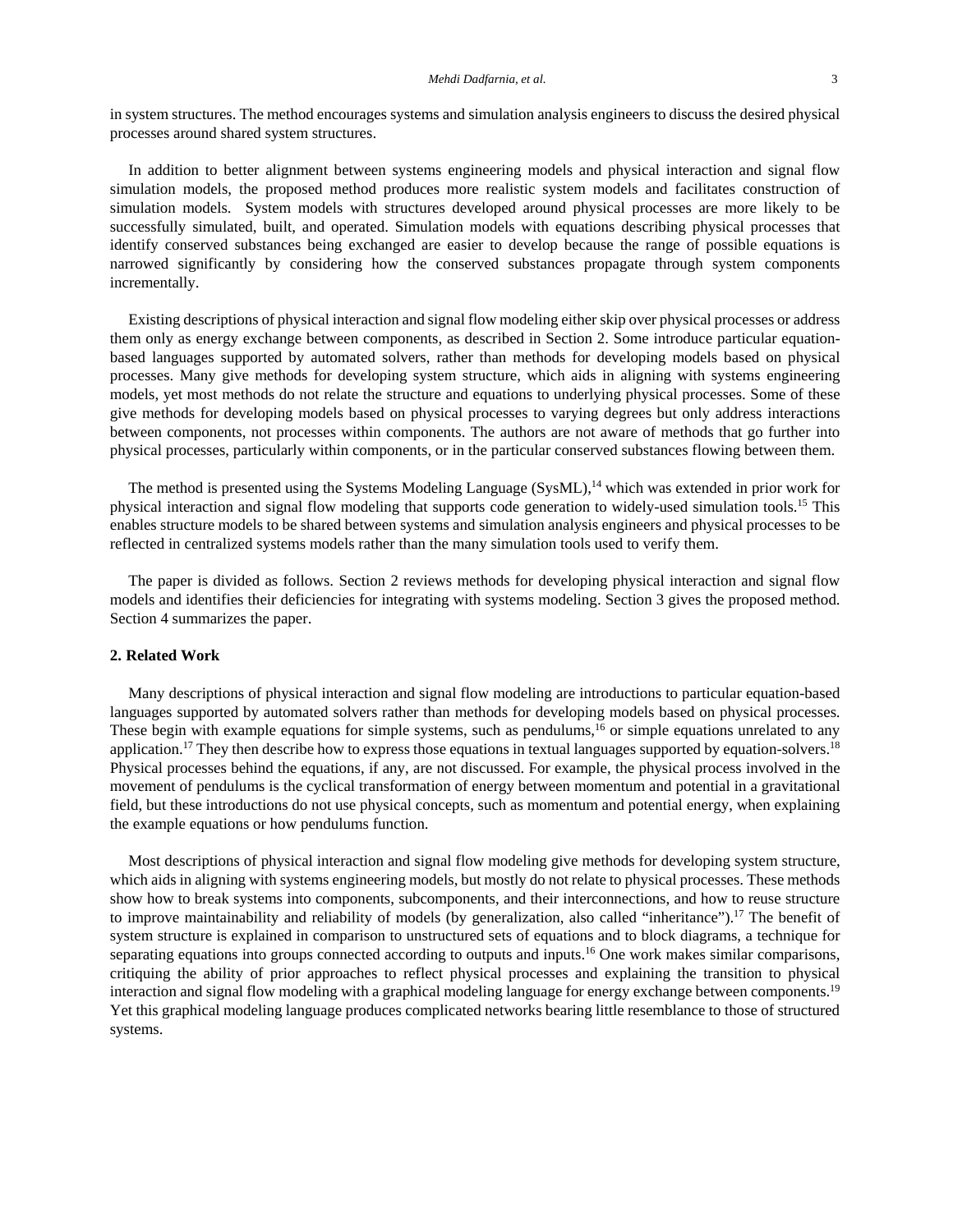in system structures. The method encourages systems and simulation analysis engineers to discuss the desired physical processes around shared system structures.

In addition to better alignment between systems engineering models and physical interaction and signal flow simulation models, the proposed method produces more realistic system models and facilitates construction of simulation models. System models with structures developed around physical processes are more likely to be successfully simulated, built, and operated. Simulation models with equations describing physical processes that identify conserved substances being exchanged are easier to develop because the range of possible equations is narrowed significantly by considering how the conserved substances propagate through system components incrementally.

Existing descriptions of physical interaction and signal flow modeling either skip over physical processes or address them only as energy exchange between components, as described in Section 2. Some introduce particular equation-based languages supported by automated solvers, rather than methods for developing models based on physical processes. Many give methods for developing system structure, which aids in aligning with systems engineering models, yet most methods do not relate the structure and equations to underlying physical processes. Some of these give methods for developing models based on physical processes to varying degrees but only address interactions between components, not processes within components. The authors are not aware of methods that go further into physical processes, particularly within components, or in the particular conserved substances flowing between them.

The method is presented using the Systems Modeling Language (SysML),[14] which was extended in prior work for physical interaction and signal flow modeling that supports code generation to widely-used simulation tools.[15] This enables structure models to be shared between systems and simulation analysis engineers and physical processes to be reflected in centralized systems models rather than the many simulation tools used to verify them.

The paper is divided as follows. Section 2 reviews methods for developing physical interaction and signal flow models and identifies their deficiencies for integrating with systems modeling. Section 3 gives the proposed method. Section 4 summarizes the paper.

## 2. Related Work

Many descriptions of physical interaction and signal flow modeling are introductions to particular equation-based languages supported by automated solvers rather than methods for developing models based on physical processes. These begin with example equations for simple systems, such as pendulums,[16] or simple equations unrelated to any application.[17] They then describe how to express those equations in textual languages supported by equation-solvers.[18] Physical processes behind the equations, if any, are not discussed. For example, the physical process involved in the movement of pendulums is the cyclical transformation of energy between momentum and potential in a gravitational field, but these introductions do not use physical concepts, such as momentum and potential energy, when explaining the example equations or how pendulums function.

Most descriptions of physical interaction and signal flow modeling give methods for developing system structure, which aids in aligning with systems engineering models, but mostly do not relate to physical processes. These methods show how to break systems into components, subcomponents, and their interconnections, and how to reuse structure to improve maintainability and reliability of models (by generalization, also called "inheritance").[17] The benefit of system structure is explained in comparison to unstructured sets of equations and to block diagrams, a technique for separating equations into groups connected according to outputs and inputs.[16] One work makes similar comparisons, critiquing the ability of prior approaches to reflect physical processes and explaining the transition to physical interaction and signal flow modeling with a graphical modeling language for energy exchange between components.[19] Yet this graphical modeling language produces complicated networks bearing little resemblance to those of structured systems.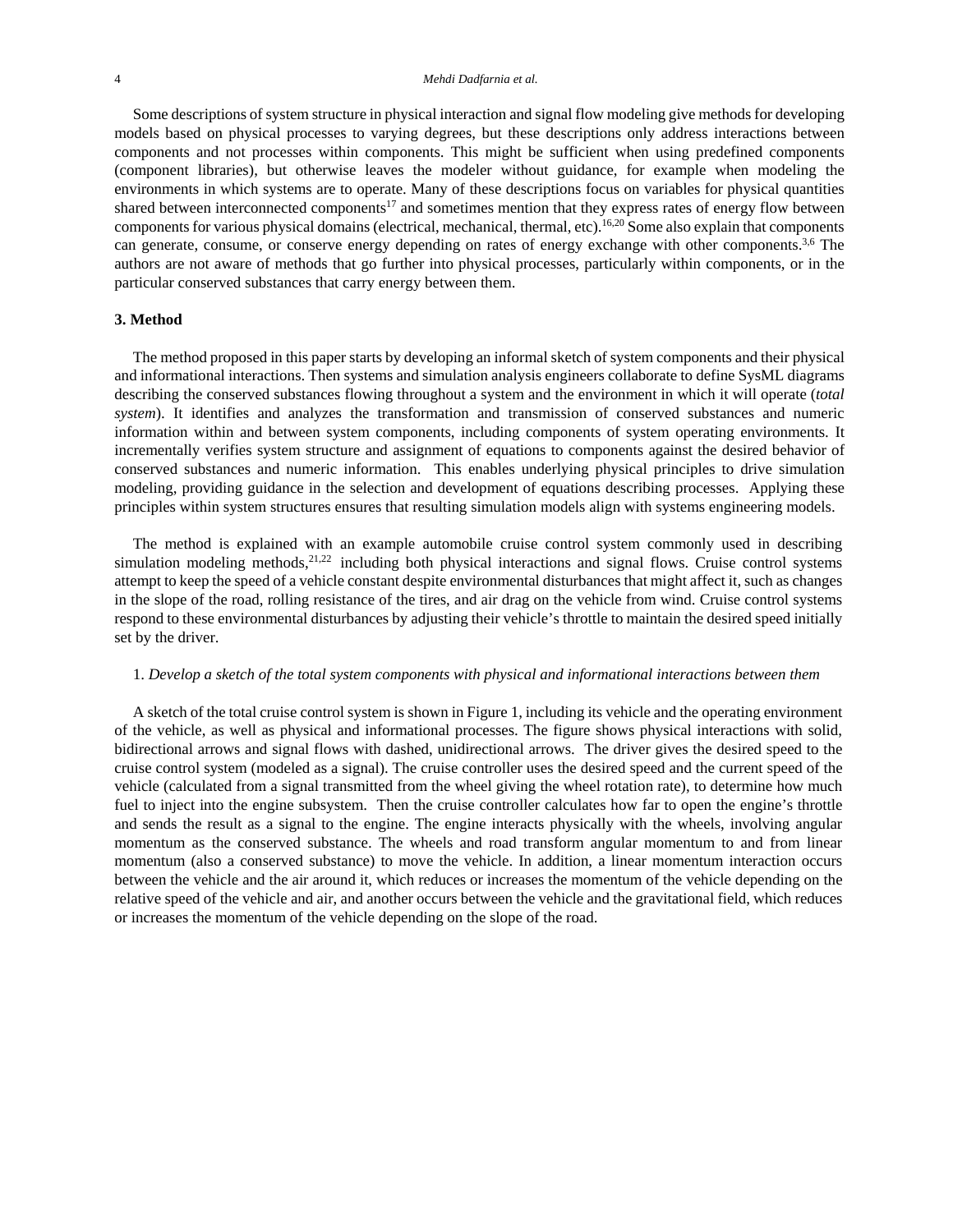Some descriptions of system structure in physical interaction and signal flow modeling give methods for developing models based on physical processes to varying degrees, but these descriptions only address interactions between components and not processes within components. This might be sufficient when using predefined components (component libraries), but otherwise leaves the modeler without guidance, for example when modeling the environments in which systems are to operate. Many of these descriptions focus on variables for physical quantities shared between interconnected components[17] and sometimes mention that they express rates of energy flow between components for various physical domains (electrical, mechanical, thermal, etc).[16,20] Some also explain that components can generate, consume, or conserve energy depending on rates of energy exchange with other components.[3,6] The authors are not aware of methods that go further into physical processes, particularly within components, or in the particular conserved substances that carry energy between them.

## 3. Method

The method proposed in this paper starts by developing an informal sketch of system components and their physical and informational interactions. Then systems and simulation analysis engineers collaborate to define SysML diagrams describing the conserved substances flowing throughout a system and the environment in which it will operate (*total system*). It identifies and analyzes the transformation and transmission of conserved substances and numeric information within and between system components, including components of system operating environments. It incrementally verifies system structure and assignment of equations to components against the desired behavior of conserved substances and numeric information. This enables underlying physical principles to drive simulation modeling, providing guidance in the selection and development of equations describing processes. Applying these principles within system structures ensures that resulting simulation models align with systems engineering models.

The method is explained with an example automobile cruise control system commonly used in describing simulation modeling methods,[21,22] including both physical interactions and signal flows. Cruise control systems attempt to keep the speed of a vehicle constant despite environmental disturbances that might affect it, such as changes in the slope of the road, rolling resistance of the tires, and air drag on the vehicle from wind. Cruise control systems respond to these environmental disturbances by adjusting their vehicle's throttle to maintain the desired speed initially set by the driver.

1. *Develop a sketch of the total system components with physical and informational interactions between them*

A sketch of the total cruise control system is shown in Figure 1, including its vehicle and the operating environment of the vehicle, as well as physical and informational processes. The figure shows physical interactions with solid, bidirectional arrows and signal flows with dashed, unidirectional arrows. The driver gives the desired speed to the cruise control system (modeled as a signal). The cruise controller uses the desired speed and the current speed of the vehicle (calculated from a signal transmitted from the wheel giving the wheel rotation rate), to determine how much fuel to inject into the engine subsystem. Then the cruise controller calculates how far to open the engine's throttle and sends the result as a signal to the engine. The engine interacts physically with the wheels, involving angular momentum as the conserved substance. The wheels and road transform angular momentum to and from linear momentum (also a conserved substance) to move the vehicle. In addition, a linear momentum interaction occurs between the vehicle and the air around it, which reduces or increases the momentum of the vehicle depending on the relative speed of the vehicle and air, and another occurs between the vehicle and the gravitational field, which reduces or increases the momentum of the vehicle depending on the slope of the road.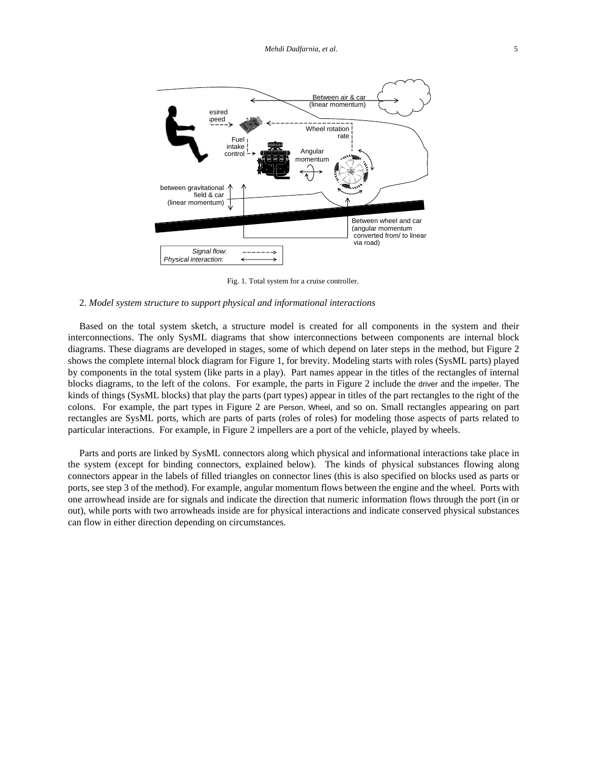Fig. 1. Total system for a cruise controller.

2. *Model system structure to support physical and informational interactions*

Based on the total system sketch, a structure model is created for all components in the system and their interconnections. The only SysML diagrams that show interconnections between components are internal block diagrams. These diagrams are developed in stages, some of which depend on later steps in the method, but Figure 2 shows the complete internal block diagram for Figure 1, for brevity. Modeling starts with roles (SysML parts) played by components in the total system (like parts in a play). Part names appear in the titles of the rectangles of internal blocks diagrams, to the left of the colons. For example, the parts in Figure 2 include the driver and the impeller. The kinds of things (SysML blocks) that play the parts (part types) appear in titles of the part rectangles to the right of the colons. For example, the part types in Figure 2 are Person, Wheel, and so on. Small rectangles appearing on part rectangles are SysML ports, which are parts of parts (roles of roles) for modeling those aspects of parts related to particular interactions. For example, in Figure 2 impellers are a port of the vehicle, played by wheels.

Parts and ports are linked by SysML connectors along which physical and informational interactions take place in the system (except for binding connectors, explained below). The kinds of physical substances flowing along connectors appear in the labels of filled triangles on connector lines (this is also specified on blocks used as parts or ports, see step 3 of the method). For example, angular momentum flows between the engine and the wheel. Ports with one arrowhead inside are for signals and indicate the direction that numeric information flows through the port (in or out), while ports with two arrowheads inside are for physical interactions and indicate conserved physical substances can flow in either direction depending on circumstances.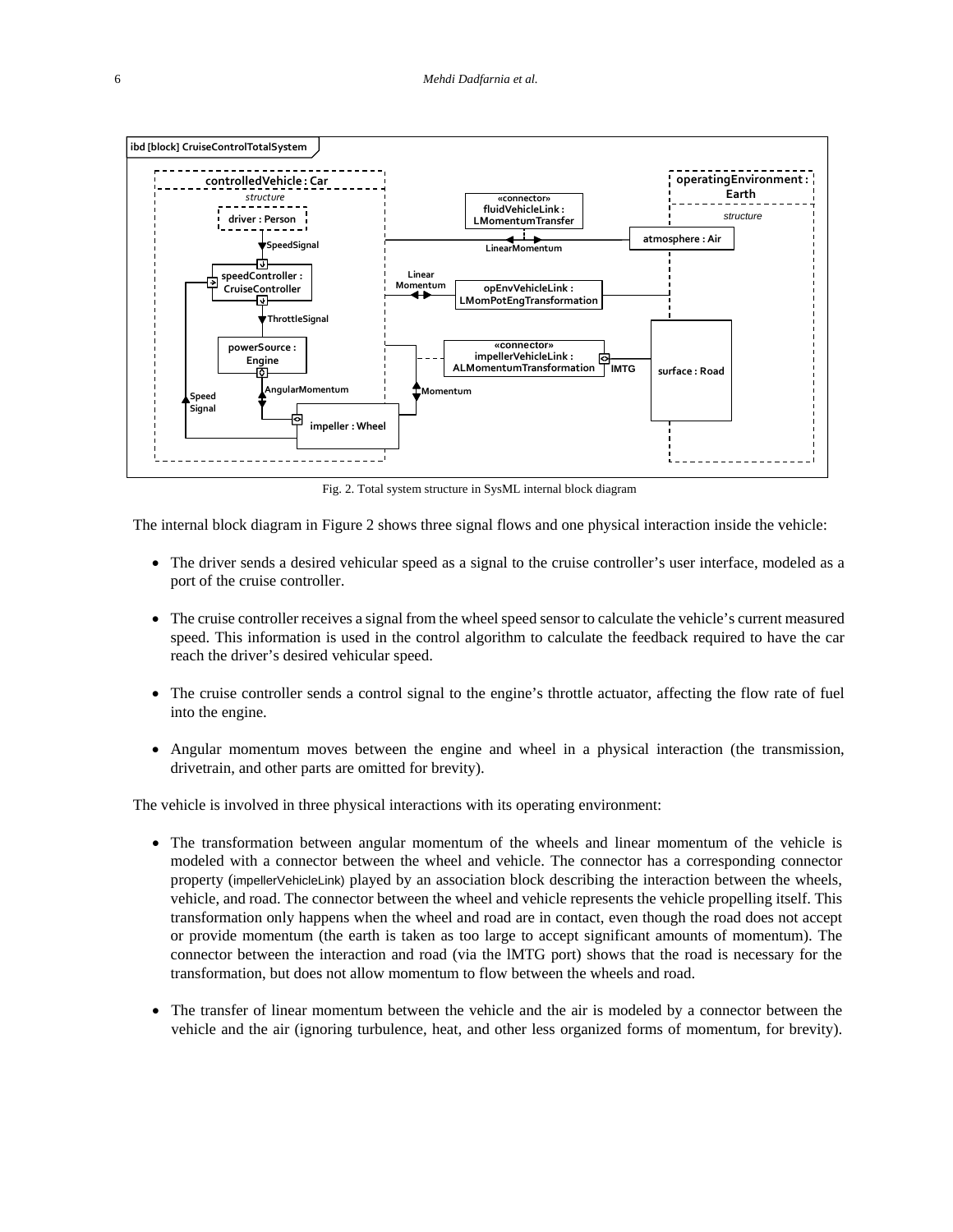Fig. 2. Total system structure in SysML internal block diagram

The internal block diagram in Figure 2 shows three signal flows and one physical interaction inside the vehicle:

- The driver sends a desired vehicular speed as a signal to the cruise controller's user interface, modeled as a port of the cruise controller.
- The cruise controller receives a signal from the wheel speed sensor to calculate the vehicle's current measured speed. This information is used in the control algorithm to calculate the feedback required to have the car reach the driver's desired vehicular speed.
- The cruise controller sends a control signal to the engine's throttle actuator, affecting the flow rate of fuel into the engine.
- Angular momentum moves between the engine and wheel in a physical interaction (the transmission, drivetrain, and other parts are omitted for brevity).

The vehicle is involved in three physical interactions with its operating environment:

- The transformation between angular momentum of the wheels and linear momentum of the vehicle is modeled with a connector between the wheel and vehicle. The connector has a corresponding connector property (impellerVehicleLink) played by an association block describing the interaction between the wheels, vehicle, and road. The connector between the wheel and vehicle represents the vehicle propelling itself. This transformation only happens when the wheel and road are in contact, even though the road does not accept or provide momentum (the earth is taken as too large to accept significant amounts of momentum). The connector between the interaction and road (via the lMTG port) shows that the road is necessary for the transformation, but does not allow momentum to flow between the wheels and road.
- The transfer of linear momentum between the vehicle and the air is modeled by a connector between the vehicle and the air (ignoring turbulence, heat, and other less organized forms of momentum, for brevity).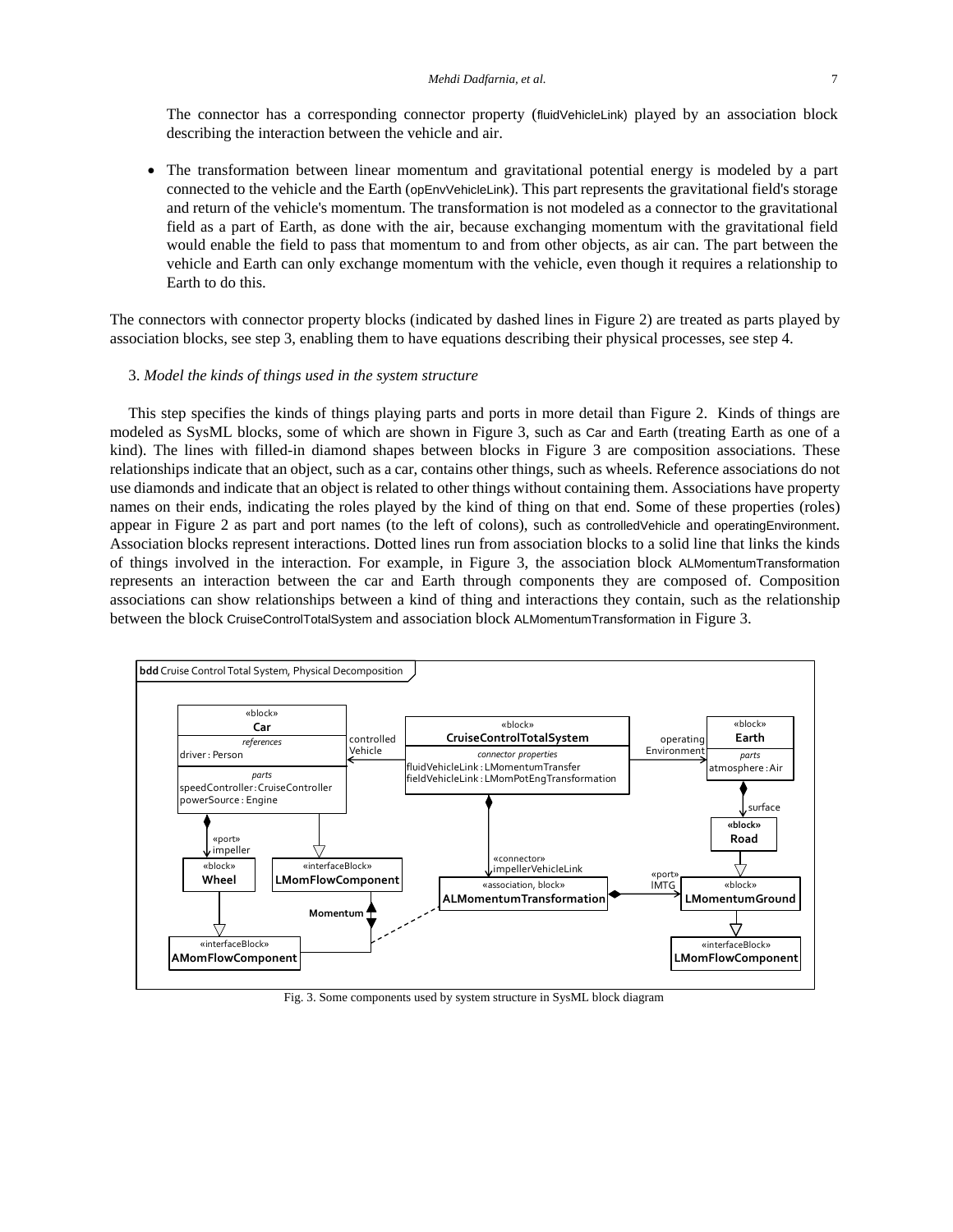The connector has a corresponding connector property (fluidVehicleLink) played by an association block describing the interaction between the vehicle and air.

- The transformation between linear momentum and gravitational potential energy is modeled by a part connected to the vehicle and the Earth (opEnvVehicleLink). This part represents the gravitational field's storage and return of the vehicle's momentum. The transformation is not modeled as a connector to the gravitational field as a part of Earth, as done with the air, because exchanging momentum with the gravitational field would enable the field to pass that momentum to and from other objects, as air can. The part between the vehicle and Earth can only exchange momentum with the vehicle, even though it requires a relationship to Earth to do this.

The connectors with connector property blocks (indicated by dashed lines in Figure 2) are treated as parts played by association blocks, see step 3, enabling them to have equations describing their physical processes, see step 4.

3. *Model the kinds of things used in the system structure*

This step specifies the kinds of things playing parts and ports in more detail than Figure 2. Kinds of things are modeled as SysML blocks, some of which are shown in Figure 3, such as Car and Earth (treating Earth as one of a kind). The lines with filled-in diamond shapes between blocks in Figure 3 are composition associations. These relationships indicate that an object, such as a car, contains other things, such as wheels. Reference associations do not use diamonds and indicate that an object is related to other things without containing them. Associations have property names on their ends, indicating the roles played by the kind of thing on that end. Some of these properties (roles) appear in Figure 2 as part and port names (to the left of colons), such as controlledVehicle and operatingEnvironment. Association blocks represent interactions. Dotted lines run from association blocks to a solid line that links the kinds of things involved in the interaction. For example, in Figure 3, the association block ALMomentumTransformation represents an interaction between the car and Earth through components they are composed of. Composition associations can show relationships between a kind of thing and interactions they contain, such as the relationship between the block CruiseControlTotalSystem and association block ALMomentumTransformation in Figure 3.

Fig. 3. Some components used by system structure in SysML block diagram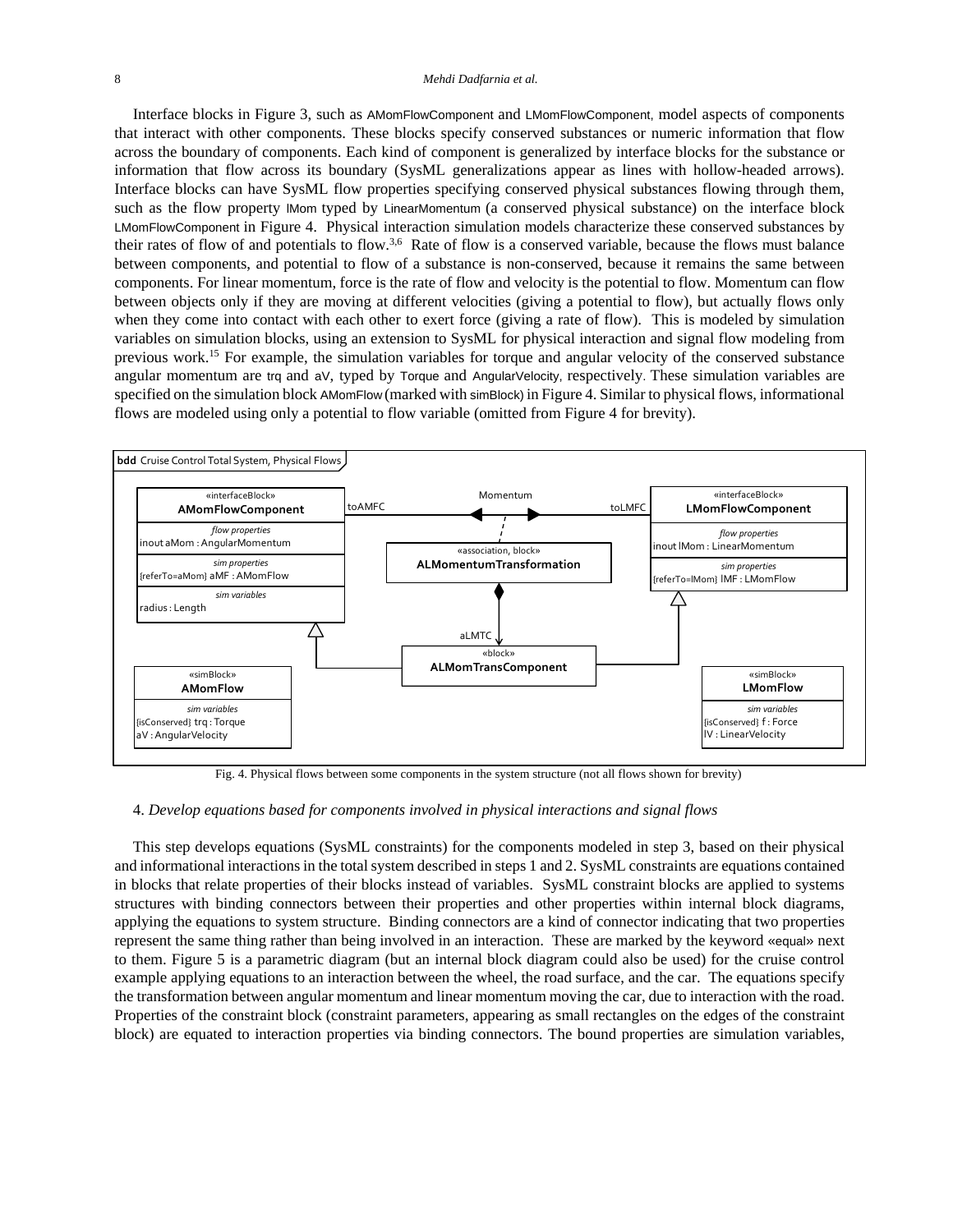Interface blocks in Figure 3, such as AMomFlowComponent and LMomFlowComponent, model aspects of components that interact with other components. These blocks specify conserved substances or numeric information that flow across the boundary of components. Each kind of component is generalized by interface blocks for the substance or information that flow across its boundary (SysML generalizations appear as lines with hollow-headed arrows). Interface blocks can have SysML flow properties specifying conserved physical substances flowing through them, such as the flow property lMom typed by LinearMomentum (a conserved physical substance) on the interface block LMomFlowComponent in Figure 4. Physical interaction simulation models characterize these conserved substances by their rates of flow of and potentials to flow.[3,6] Rate of flow is a conserved variable, because the flows must balance between components, and potential to flow of a substance is non-conserved, because it remains the same between components. For linear momentum, force is the rate of flow and velocity is the potential to flow. Momentum can flow between objects only if they are moving at different velocities (giving a potential to flow), but actually flows only when they come into contact with each other to exert force (giving a rate of flow). This is modeled by simulation variables on simulation blocks, using an extension to SysML for physical interaction and signal flow modeling from previous work.[15] For example, the simulation variables for torque and angular velocity of the conserved substance angular momentum are trq and aV, typed by Torque and AngularVelocity, respectively. These simulation variables are specified on the simulation block AMomFlow (marked with simBlock) in Figure 4. Similar to physical flows, informational flows are modeled using only a potential to flow variable (omitted from Figure 4 for brevity).

Fig. 4. Physical flows between some components in the system structure (not all flows shown for brevity)

4. *Develop equations based for components involved in physical interactions and signal flows*

This step develops equations (SysML constraints) for the components modeled in step 3, based on their physical and informational interactions in the total system described in steps 1 and 2. SysML constraints are equations contained in blocks that relate properties of their blocks instead of variables. SysML constraint blocks are applied to systems structures with binding connectors between their properties and other properties within internal block diagrams, applying the equations to system structure. Binding connectors are a kind of connector indicating that two properties represent the same thing rather than being involved in an interaction. These are marked by the keyword «equal» next to them. Figure 5 is a parametric diagram (but an internal block diagram could also be used) for the cruise control example applying equations to an interaction between the wheel, the road surface, and the car. The equations specify the transformation between angular momentum and linear momentum moving the car, due to interaction with the road. Properties of the constraint block (constraint parameters, appearing as small rectangles on the edges of the constraint block) are equated to interaction properties via binding connectors. The bound properties are simulation variables,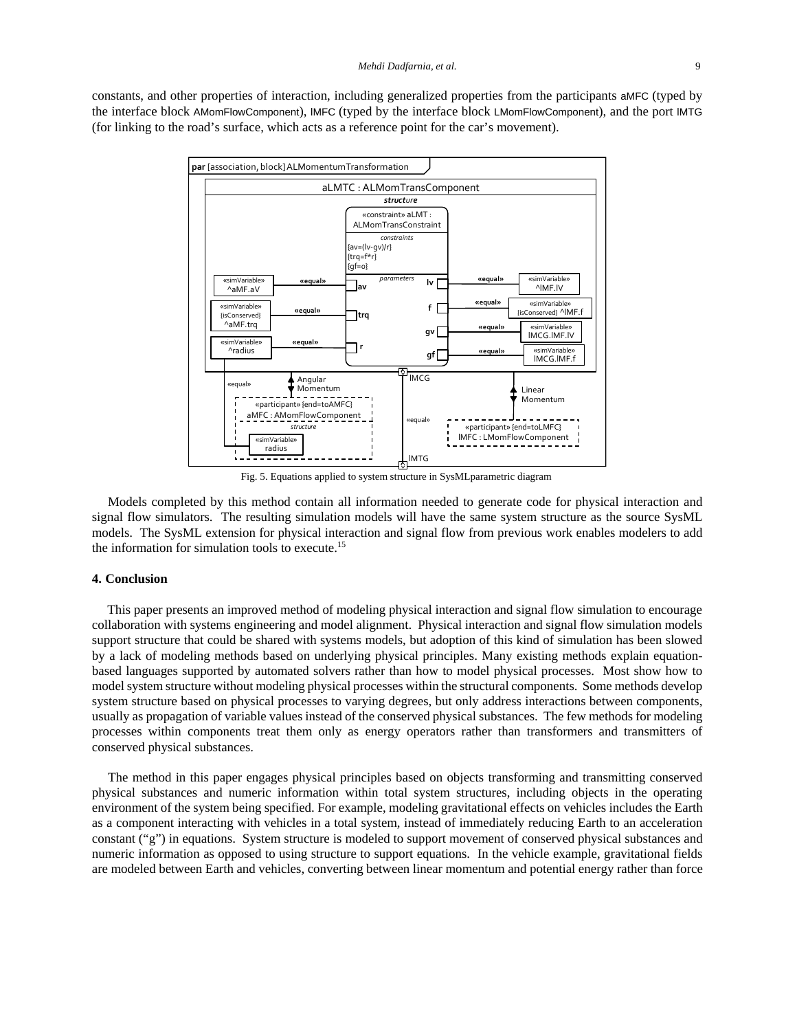constants, and other properties of interaction, including generalized properties from the participants aMFC (typed by the interface block AMomFlowComponent), lMFC (typed by the interface block LMomFlowComponent), and the port lMTG (for linking to the road's surface, which acts as a reference point for the car's movement).

Fig. 5. Equations applied to system structure in SysMLparametric diagram

Models completed by this method contain all information needed to generate code for physical interaction and signal flow simulators. The resulting simulation models will have the same system structure as the source SysML models. The SysML extension for physical interaction and signal flow from previous work enables modelers to add the information for simulation tools to execute.[15]

## 4. Conclusion

This paper presents an improved method of modeling physical interaction and signal flow simulation to encourage collaboration with systems engineering and model alignment. Physical interaction and signal flow simulation models support structure that could be shared with systems models, but adoption of this kind of simulation has been slowed by a lack of modeling methods based on underlying physical principles. Many existing methods explain equation-based languages supported by automated solvers rather than how to model physical processes. Most show how to model system structure without modeling physical processes within the structural components. Some methods develop system structure based on physical processes to varying degrees, but only address interactions between components, usually as propagation of variable values instead of the conserved physical substances. The few methods for modeling processes within components treat them only as energy operators rather than transformers and transmitters of conserved physical substances.

The method in this paper engages physical principles based on objects transforming and transmitting conserved physical substances and numeric information within total system structures, including objects in the operating environment of the system being specified. For example, modeling gravitational effects on vehicles includes the Earth as a component interacting with vehicles in a total system, instead of immediately reducing Earth to an acceleration constant ("g") in equations. System structure is modeled to support movement of conserved physical substances and numeric information as opposed to using structure to support equations. In the vehicle example, gravitational fields are modeled between Earth and vehicles, converting between linear momentum and potential energy rather than force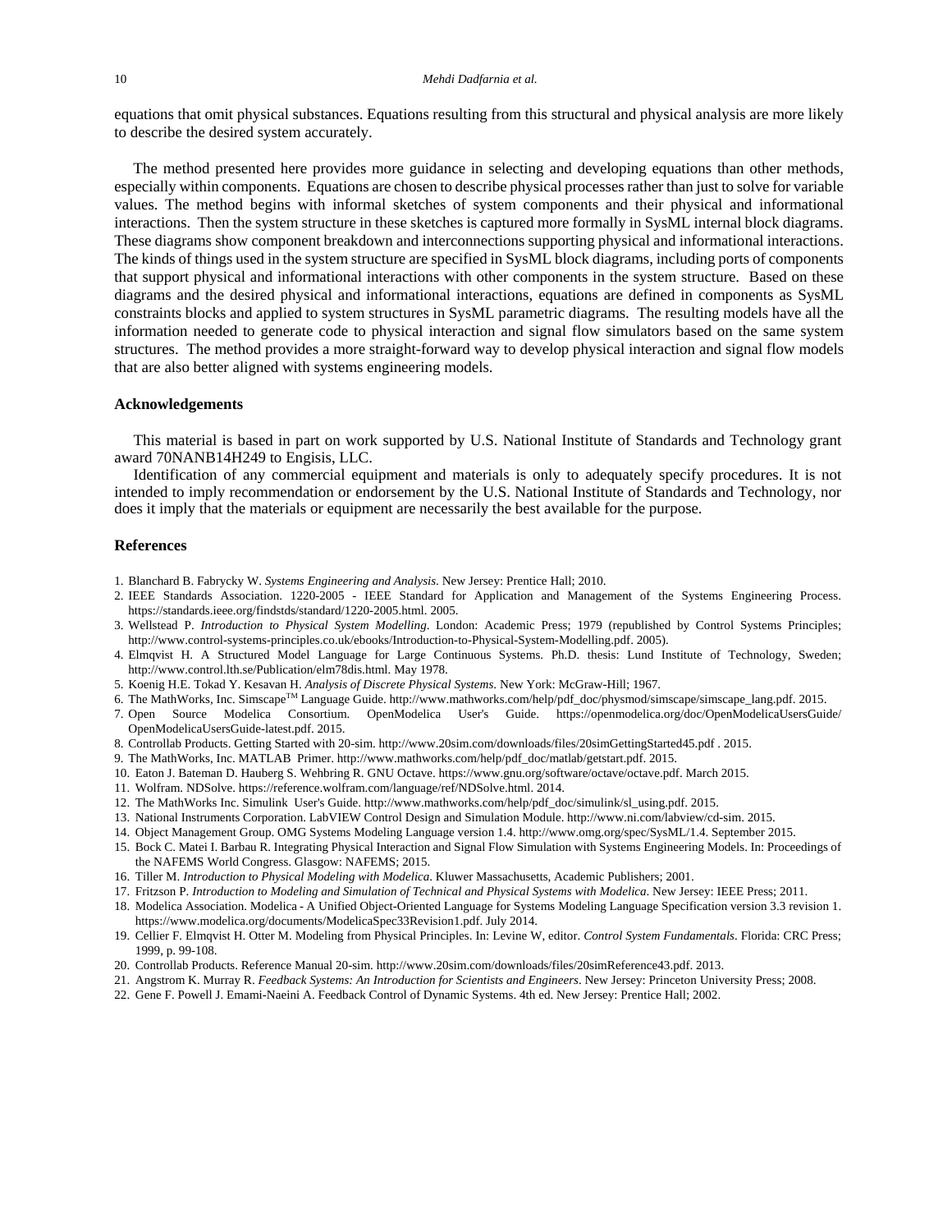equations that omit physical substances. Equations resulting from this structural and physical analysis are more likely to describe the desired system accurately.

The method presented here provides more guidance in selecting and developing equations than other methods, especially within components. Equations are chosen to describe physical processes rather than just to solve for variable values. The method begins with informal sketches of system components and their physical and informational interactions. Then the system structure in these sketches is captured more formally in SysML internal block diagrams. These diagrams show component breakdown and interconnections supporting physical and informational interactions. The kinds of things used in the system structure are specified in SysML block diagrams, including ports of components that support physical and informational interactions with other components in the system structure. Based on these diagrams and the desired physical and informational interactions, equations are defined in components as SysML constraints blocks and applied to system structures in SysML parametric diagrams. The resulting models have all the information needed to generate code to physical interaction and signal flow simulators based on the same system structures. The method provides a more straight-forward way to develop physical interaction and signal flow models that are also better aligned with systems engineering models.

### Acknowledgements

This material is based in part on work supported by U.S. National Institute of Standards and Technology grant award 70NANB14H249 to Engisis, LLC.

Identification of any commercial equipment and materials is only to adequately specify procedures. It is not intended to imply recommendation or endorsement by the U.S. National Institute of Standards and Technology, nor does it imply that the materials or equipment are necessarily the best available for the purpose.

### References

1. Blanchard B. Fabrycky W. *Systems Engineering and Analysis*. New Jersey: Prentice Hall; 2010.
2. IEEE Standards Association. 1220-2005 - IEEE Standard for Application and Management of the Systems Engineering Process. https://standards.ieee.org/findstds/standard/1220-2005.html. 2005.
3. Wellstead P. *Introduction to Physical System Modelling*. London: Academic Press; 1979 (republished by Control Systems Principles; http://www.control-systems-principles.co.uk/ebooks/Introduction-to-Physical-System-Modelling.pdf. 2005).
4. Elmqvist H. A Structured Model Language for Large Continuous Systems. Ph.D. thesis: Lund Institute of Technology, Sweden; http://www.control.lth.se/Publication/elm78dis.html. May 1978.
5. Koenig H.E. Tokad Y. Kesavan H. *Analysis of Discrete Physical Systems*. New York: McGraw-Hill; 1967.
6. The MathWorks, Inc. Simscape™ Language Guide. http://www.mathworks.com/help/pdf_doc/physmod/simscape/simscape_lang.pdf. 2015.
7. Open Source Modelica Consortium. OpenModelica User's Guide. https://openmodelica.org/doc/OpenModelicaUsersGuide/OpenModelicaUsersGuide-latest.pdf. 2015.
8. Controllab Products. Getting Started with 20-sim. http://www.20sim.com/downloads/files/20simGettingStarted45.pdf . 2015.
9. The MathWorks, Inc. MATLAB Primer. http://www.mathworks.com/help/pdf_doc/matlab/getstart.pdf. 2015.
10. Eaton J. Bateman D. Hauberg S. Wehbring R. GNU Octave. https://www.gnu.org/software/octave/octave.pdf. March 2015.
11. Wolfram. NDSolve. https://reference.wolfram.com/language/ref/NDSolve.html. 2014.
12. The MathWorks Inc. Simulink User's Guide. http://www.mathworks.com/help/pdf_doc/simulink/sl_using.pdf. 2015.
13. National Instruments Corporation. LabVIEW Control Design and Simulation Module. http://www.ni.com/labview/cd-sim. 2015.
14. Object Management Group. OMG Systems Modeling Language version 1.4. http://www.omg.org/spec/SysML/1.4. September 2015.
15. Bock C. Matei I. Barbau R. Integrating Physical Interaction and Signal Flow Simulation with Systems Engineering Models. In: Proceedings of the NAFEMS World Congress. Glasgow: NAFEMS; 2015.
16. Tiller M. *Introduction to Physical Modeling with Modelica*. Kluwer Massachusetts, Academic Publishers; 2001.
17. Fritzson P. *Introduction to Modeling and Simulation of Technical and Physical Systems with Modelica*. New Jersey: IEEE Press; 2011.
18. Modelica Association. Modelica - A Unified Object-Oriented Language for Systems Modeling Language Specification version 3.3 revision 1. https://www.modelica.org/documents/ModelicaSpec33Revision1.pdf. July 2014.
19. Cellier F. Elmqvist H. Otter M. Modeling from Physical Principles. In: Levine W, editor. *Control System Fundamentals*. Florida: CRC Press; 1999, p. 99-108.
20. Controllab Products. Reference Manual 20-sim. http://www.20sim.com/downloads/files/20simReference43.pdf. 2013.
21. Angstrom K. Murray R. *Feedback Systems: An Introduction for Scientists and Engineers*. New Jersey: Princeton University Press; 2008.
22. Gene F. Powell J. Emami-Naeini A. Feedback Control of Dynamic Systems. 4th ed. New Jersey: Prentice Hall; 2002.